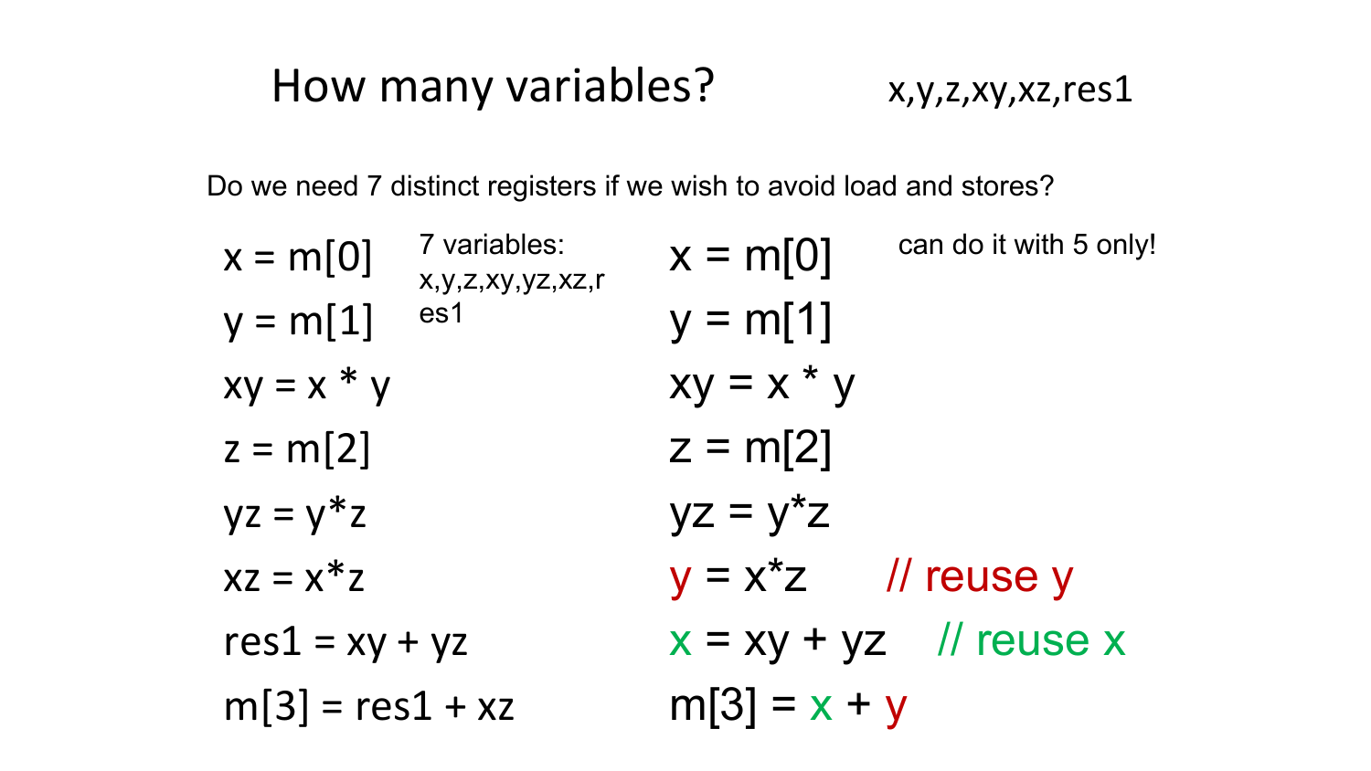# How many variables?

x,y,z,xy,xz,res1

Do we need 7 distinct registers if we wish to avoid load and stores?

```
x = m[0]
y = m[1]
xy = x * y
z = m[2]
yz = y*z
xz = x*z
res1 = xy + yz
m[3] = res1 + xz
```

7 variables: x,y,z,xy,yz,xz,res1

```
x = m[0]
y = m[1]
xy = x * y
z = m[2]
yz = y*z
y = x*z       // reuse y
x = xy + yz   // reuse x
m[3] = x + y
```

can do it with 5 only!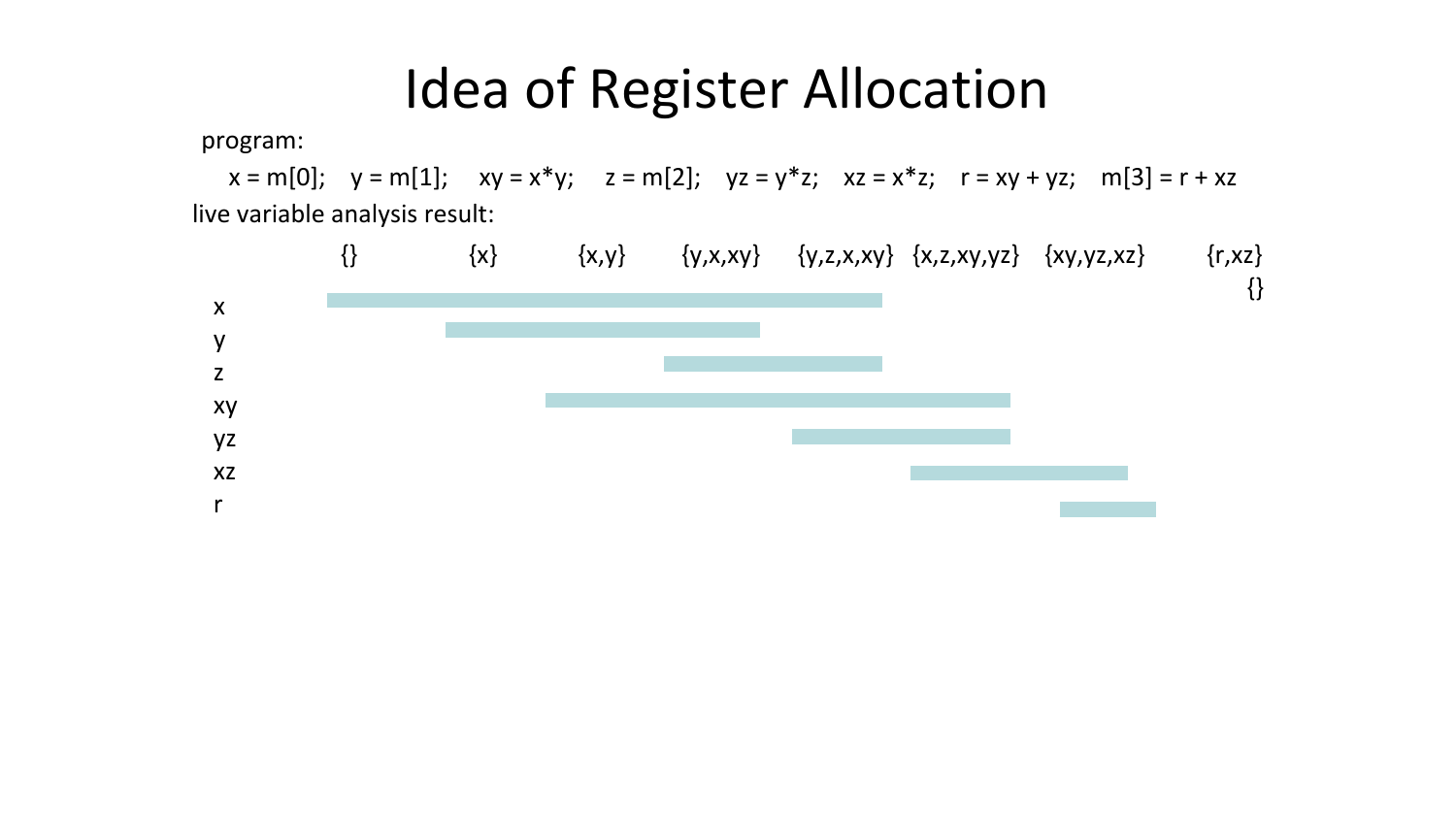# Idea of Register Allocation

program:

```
x = m[0];   y = m[1];   xy = x*y;   z = m[2];   yz = y*z;   xz = x*z;   r = xy + yz;   m[3] = r + xz
```

live variable analysis result:

{}　　{x}　　{x,y}　　{y,x,xy}　　{y,z,x,xy}　　{x,z,xy,yz}　　{xy,yz,xz}　　{r,xz}　　{}

x

y

z

xy

yz

xz

r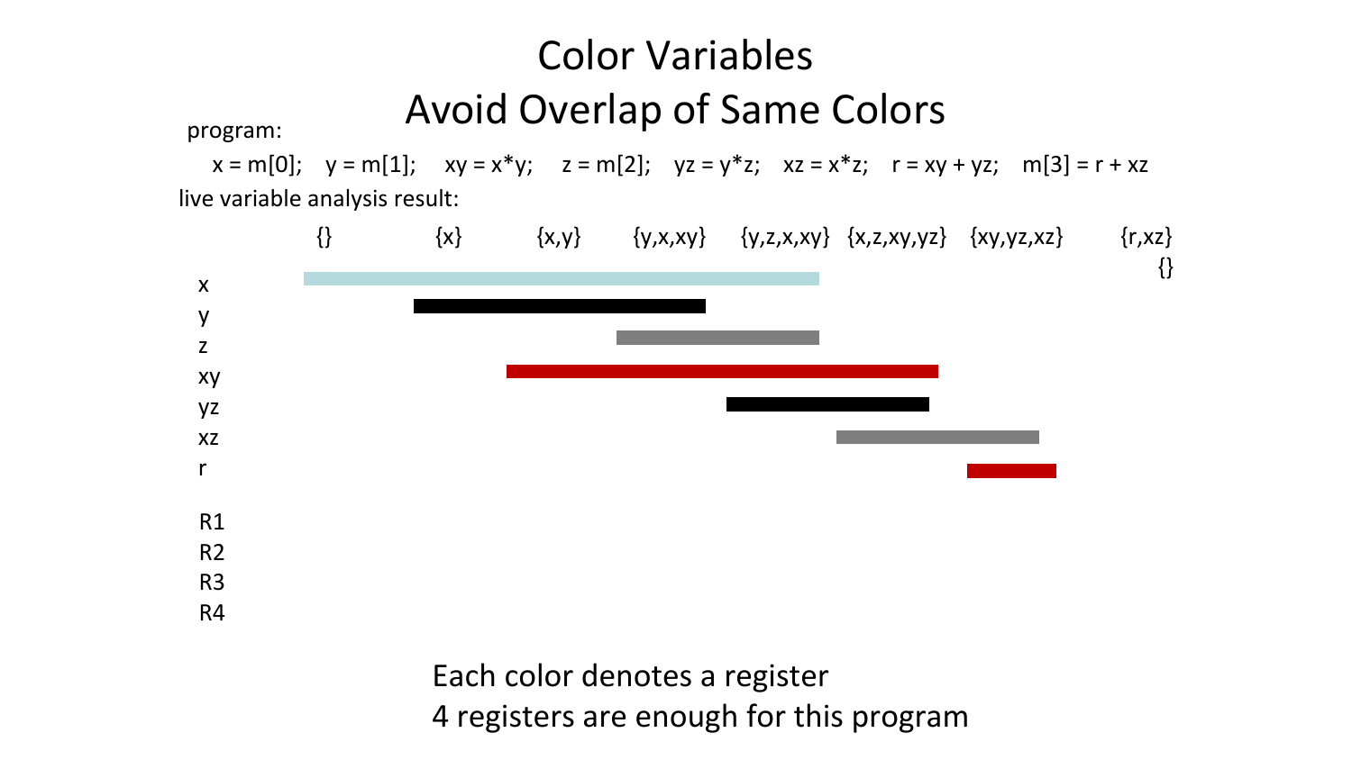# Color Variables

## Avoid Overlap of Same Colors

program:

```
x = m[0];   y = m[1];   xy = x*y;   z = m[2];   yz = y*z;   xz = x*z;   r = xy + yz;   m[3] = r + xz
```

live variable analysis result:

{}　{x}　{x,y}　{y,x,xy}　{y,z,x,xy}　{x,z,xy,yz}　{xy,yz,xz}　{r,xz}　{}

x

y

z

xy

yz

xz

r

R1

R2

R3

R4

Each color denotes a register

4 registers are enough for this program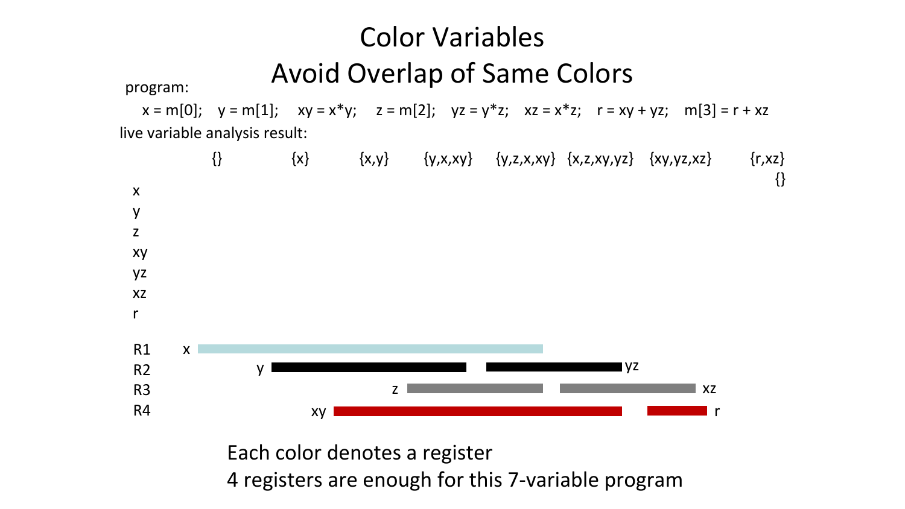# Color Variables
## Avoid Overlap of Same Colors

program:

```
x = m[0];   y = m[1];   xy = x*y;   z = m[2];   yz = y*z;   xz = x*z;   r = xy + yz;   m[3] = r + xz
```

live variable analysis result:

{} {x} {x,y} {y,x,xy} {y,z,x,xy} {x,z,xy,yz} {xy,yz,xz} {r,xz} {}

x
y
z
xy
yz
xz
r

R1 x
R2 y yz
R3 z xz
R4 xy r

Each color denotes a register

4 registers are enough for this 7-variable program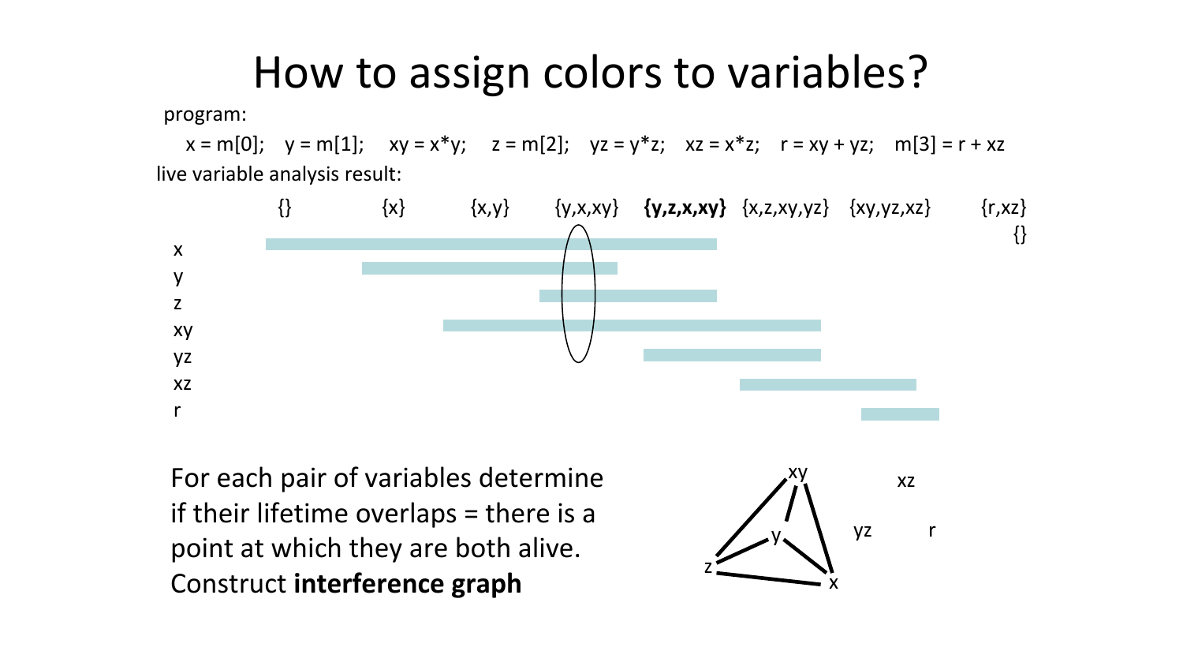# How to assign colors to variables?

program:

```
x = m[0];   y = m[1];   xy = x*y;   z = m[2];   yz = y*z;   xz = x*z;   r = xy + yz;   m[3] = r + xz
```

live variable analysis result:

{}  {x}  {x,y}  {y,x,xy}  **{y,z,x,xy}**  {x,z,xy,yz}  {xy,yz,xz}  {r,xz}  {}

x

y

z

xy

yz

xz

r

For each pair of variables determine if their lifetime overlaps = there is a point at which they are both alive. Construct **interference graph**

xy  xz

y  yz  r

z  x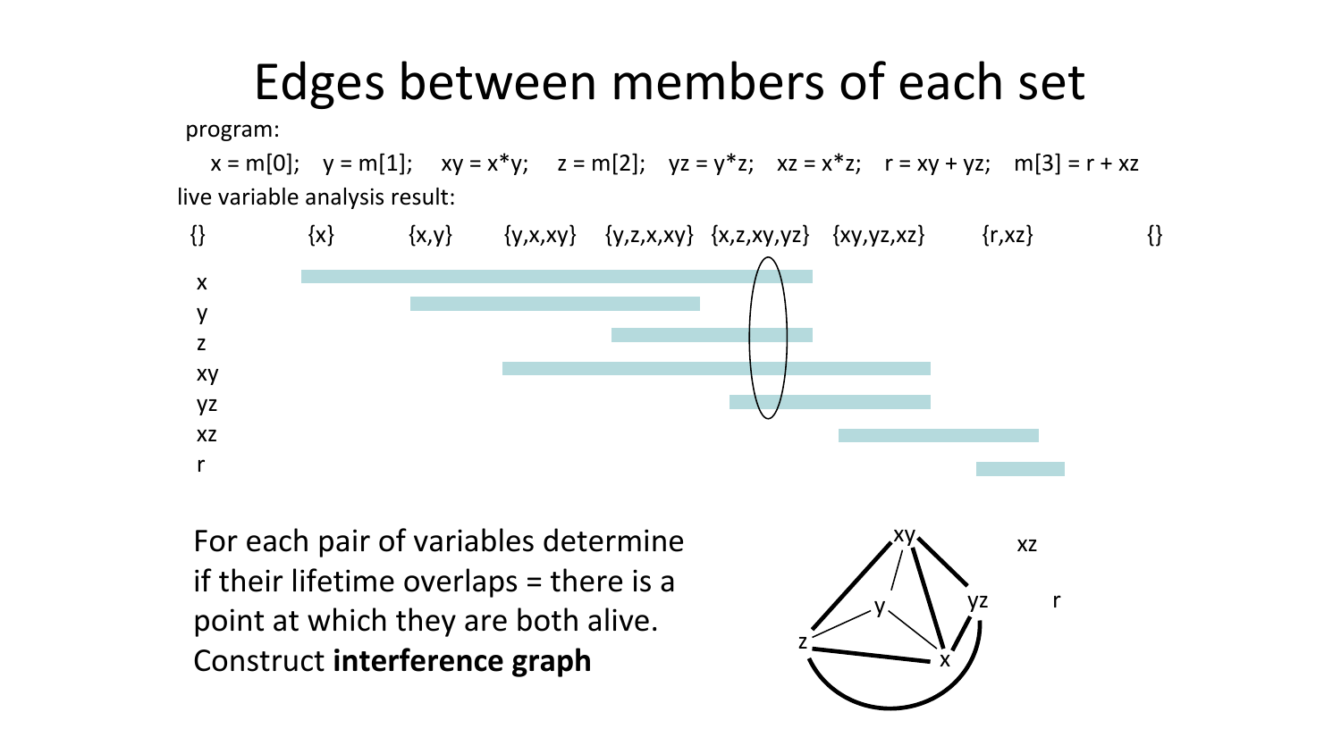# Edges between members of each set

program:

```
x = m[0];   y = m[1];   xy = x*y;   z = m[2];   yz = y*z;   xz = x*z;   r = xy + yz;   m[3] = r + xz
```

live variable analysis result:

{} {x} {x,y} {y,x,xy} {y,z,x,xy} {x,z,xy,yz} {xy,yz,xz} {r,xz} {}

x

y

z

xy

yz

xz

r

For each pair of variables determine if their lifetime overlaps = there is a point at which they are both alive. Construct **interference graph**

xy

xz

yz

r

y

z

x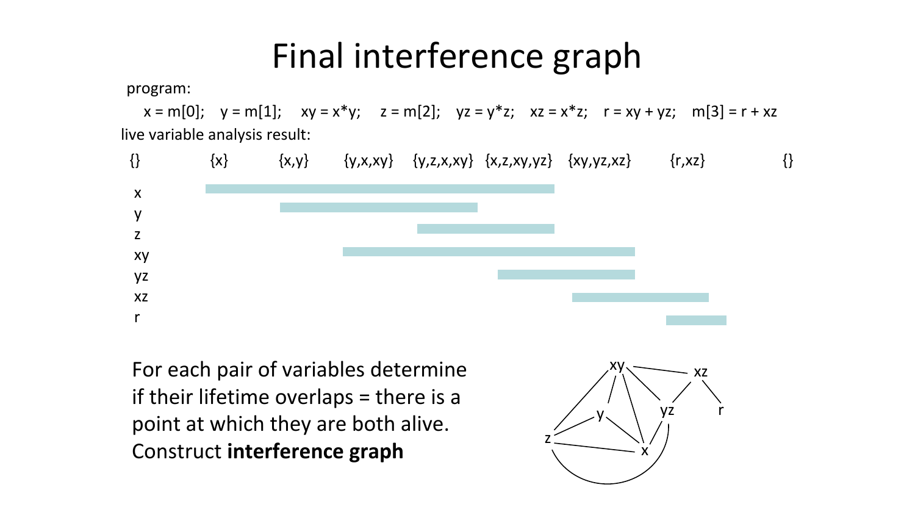# Final interference graph

program:

```
x = m[0];   y = m[1];   xy = x*y;   z = m[2];   yz = y*z;   xz = x*z;   r = xy + yz;   m[3] = r + xz
```

live variable analysis result:

{}  {x}  {x,y}  {y,x,xy}  {y,z,x,xy}  {x,z,xy,yz}  {xy,yz,xz}  {r,xz}  {}

x

y

z

xy

yz

xz

r

For each pair of variables determine if their lifetime overlaps = there is a point at which they are both alive. Construct **interference graph**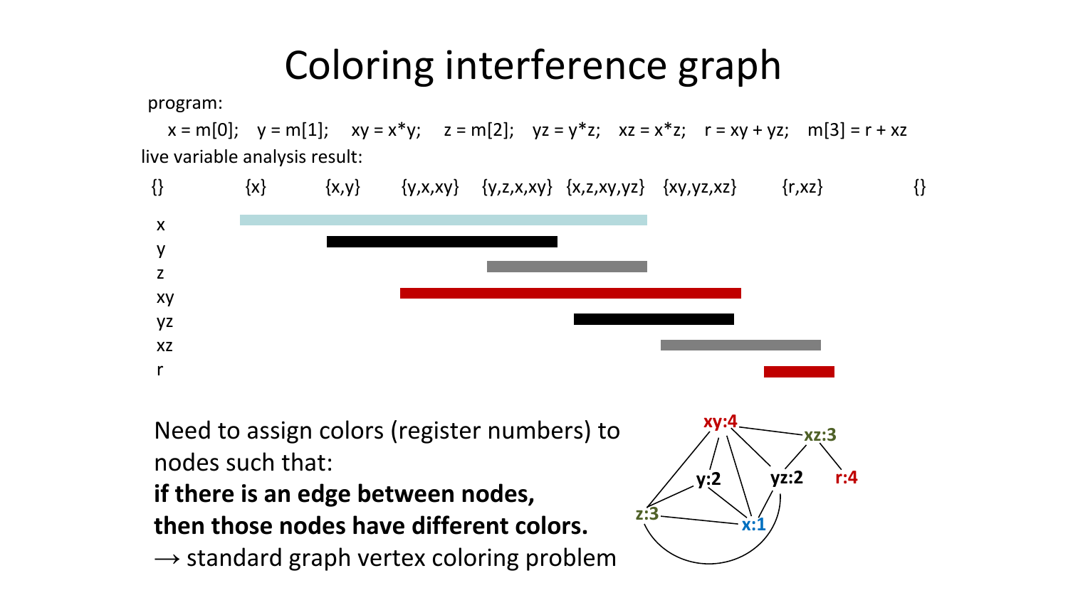# Coloring interference graph

program:

```
x = m[0];   y = m[1];   xy = x*y;   z = m[2];   yz = y*z;   xz = x*z;   r = xy + yz;   m[3] = r + xz
```

live variable analysis result:

{} {x} {x,y} {y,x,xy} {y,z,x,xy} {x,z,xy,yz} {xy,yz,xz} {r,xz} {}

x

y

z

xy

yz

xz

r

Need to assign colors (register numbers) to nodes such that:

**if there is an edge between nodes,**
**then those nodes have different colors.**

→ standard graph vertex coloring problem

xy:4 xz:3 y:2 yz:2 r:4 z:3 x:1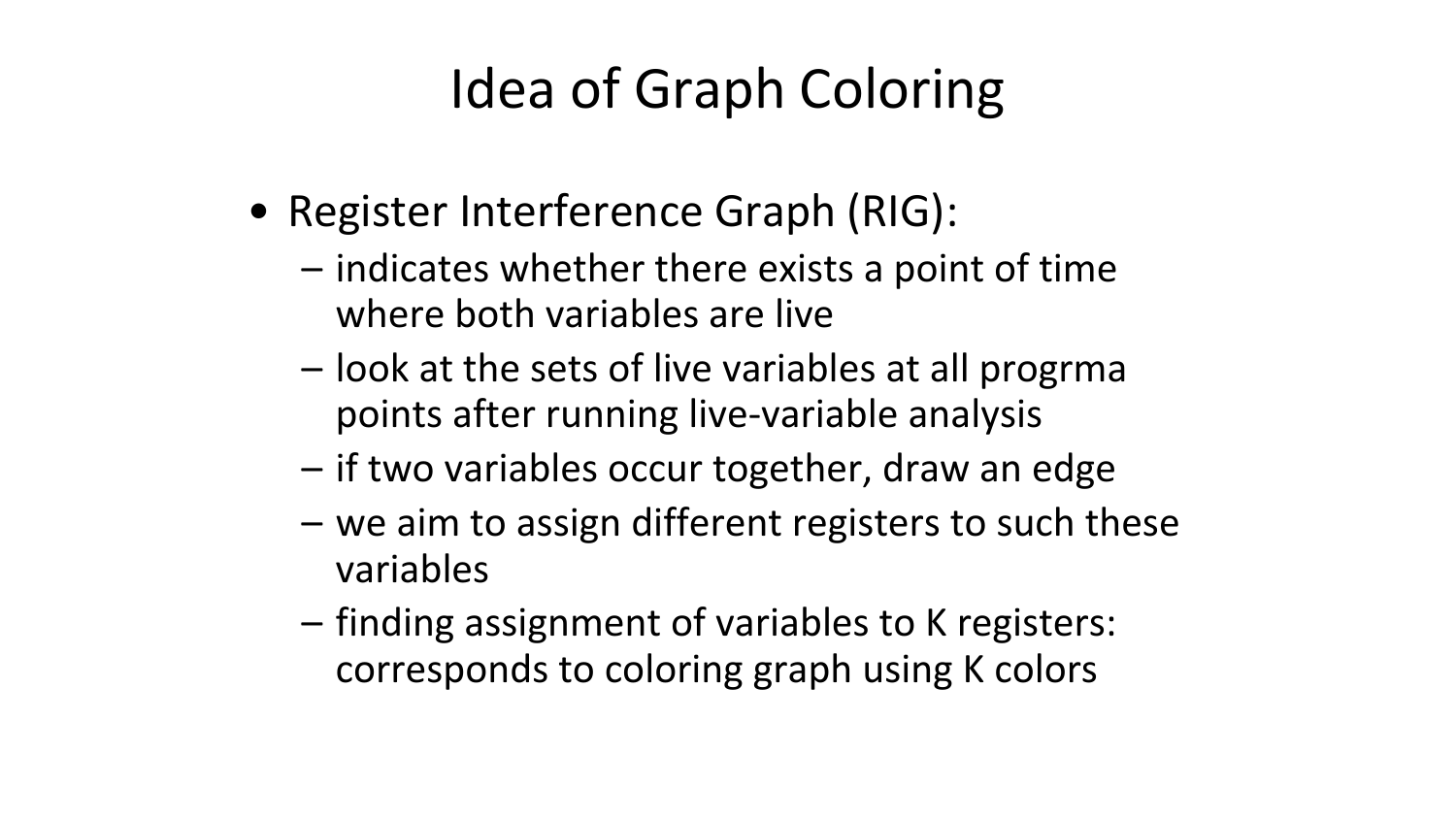# Idea of Graph Coloring

- Register Interference Graph (RIG):
  - indicates whether there exists a point of time where both variables are live
  - look at the sets of live variables at all progrma points after running live-variable analysis
  - if two variables occur together, draw an edge
  - we aim to assign different registers to such these variables
  - finding assignment of variables to K registers: corresponds to coloring graph using K colors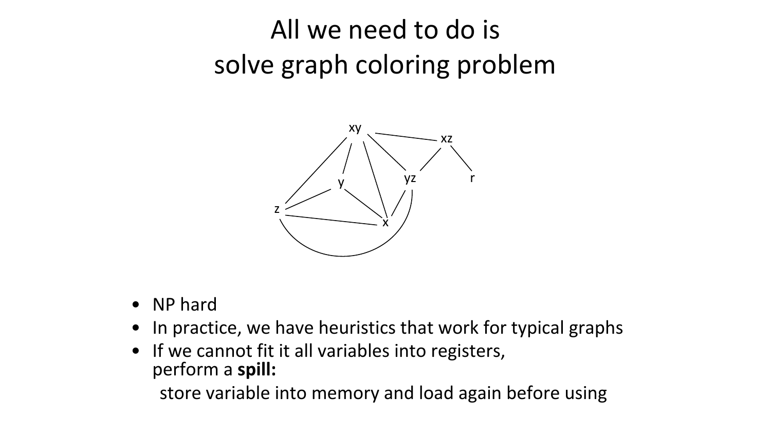# All we need to do is solve graph coloring problem

- NP hard
- In practice, we have heuristics that work for typical graphs
- If we cannot fit it all variables into registers, perform a **spill:**

  store variable into memory and load again before using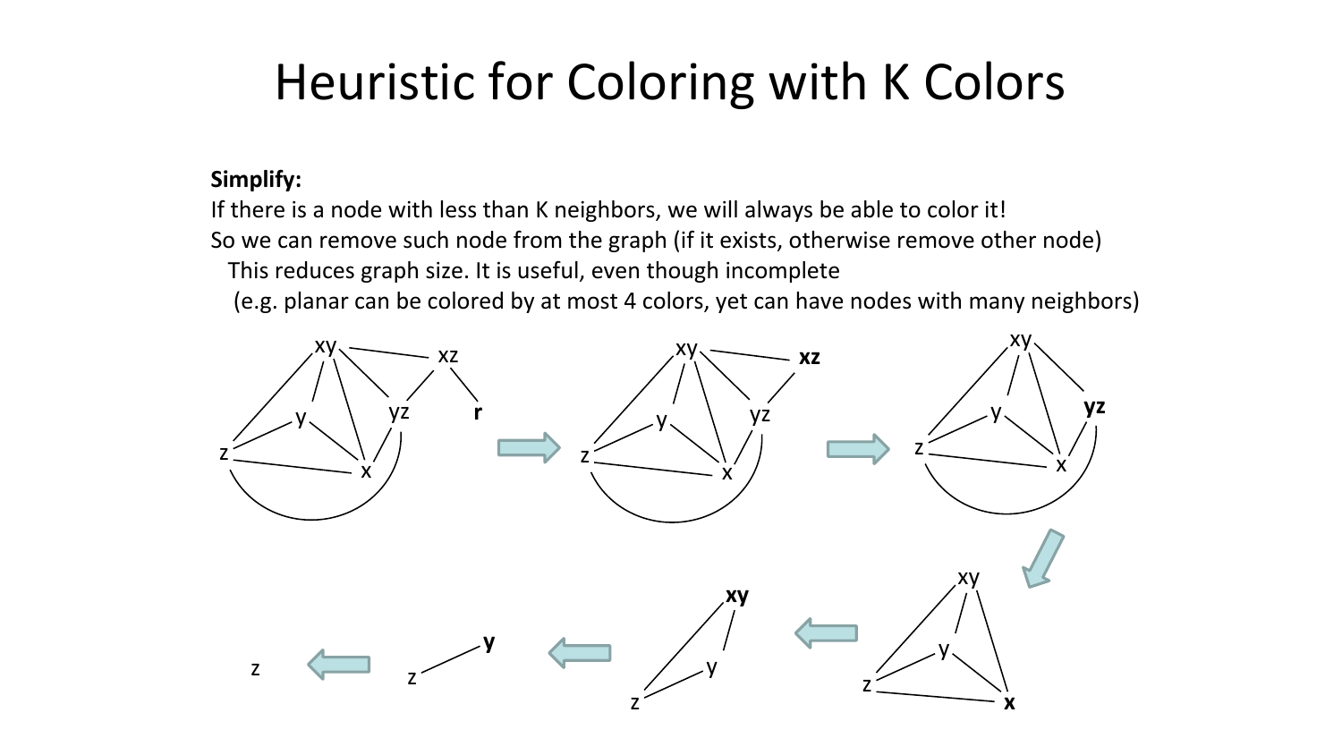# Heuristic for Coloring with K Colors

**Simplify:**

If there is a node with less than K neighbors, we will always be able to color it!

So we can remove such node from the graph (if it exists, otherwise remove other node)

This reduces graph size. It is useful, even though incomplete

(e.g. planar can be colored by at most 4 colors, yet can have nodes with many neighbors)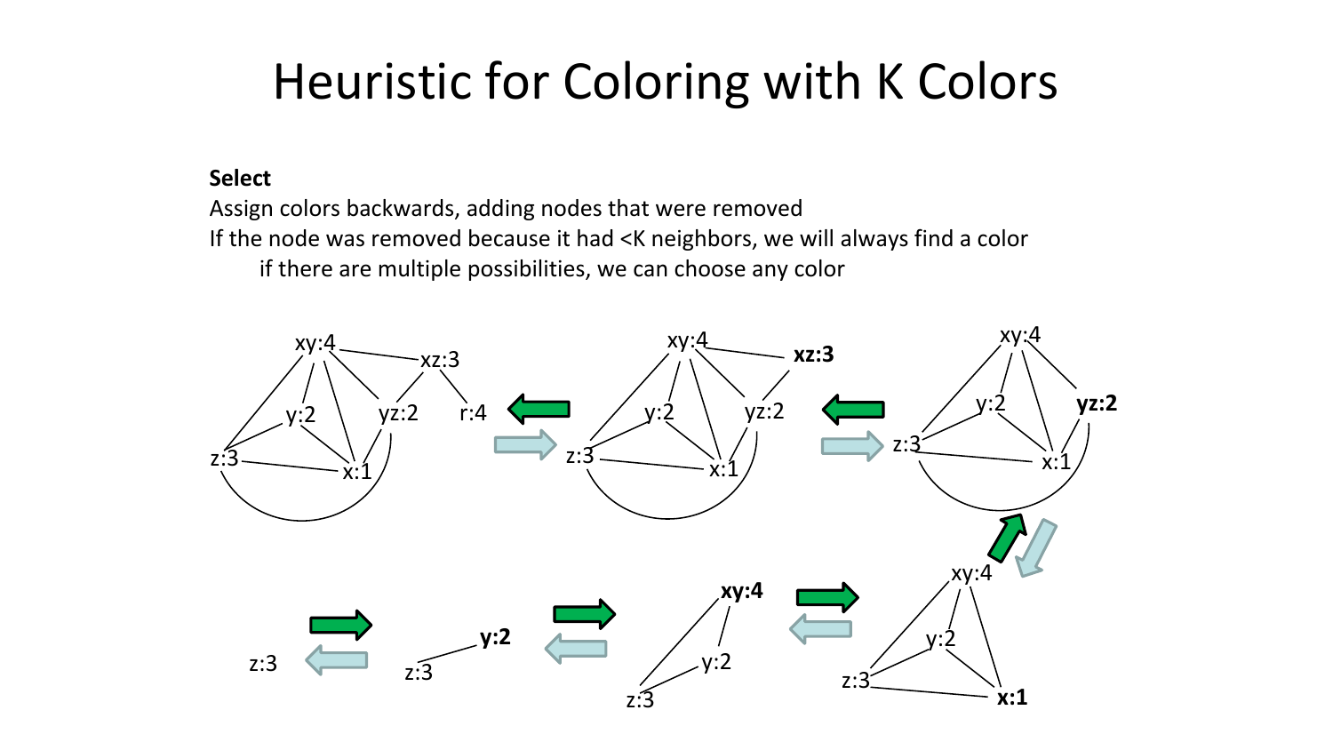# Heuristic for Coloring with K Colors

**Select**

Assign colors backwards, adding nodes that were removed

If the node was removed because it had <K neighbors, we will always find a color

if there are multiple possibilities, we can choose any color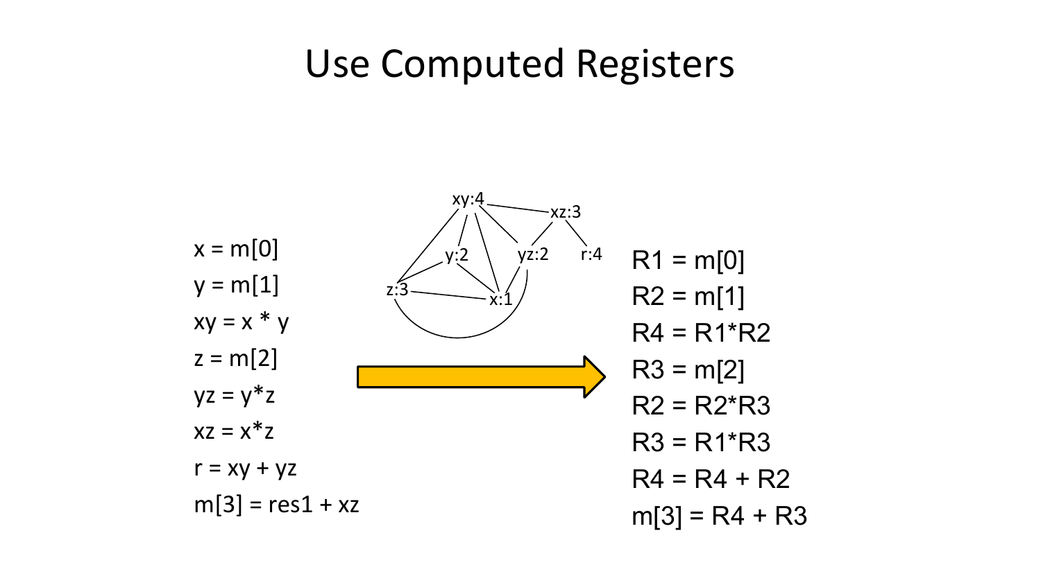# Use Computed Registers

```
x = m[0]
y = m[1]
xy = x * y
z = m[2]
yz = y*z
xz = x*z
r = xy + yz
m[3] = res1 + xz
```

xy:4, xz:3, y:2, yz:2, r:4, z:3, x:1

```
R1 = m[0]
R2 = m[1]
R4 = R1*R2
R3 = m[2]
R2 = R2*R3
R3 = R1*R3
R4 = R4 + R2
m[3] = R4 + R3
```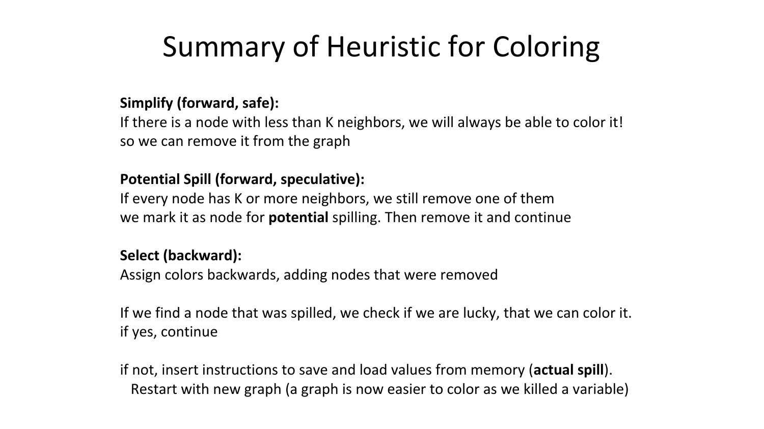# Summary of Heuristic for Coloring

**Simplify (forward, safe):**
If there is a node with less than K neighbors, we will always be able to color it!
so we can remove it from the graph

**Potential Spill (forward, speculative):**
If every node has K or more neighbors, we still remove one of them
we mark it as node for **potential** spilling. Then remove it and continue

**Select (backward):**
Assign colors backwards, adding nodes that were removed

If we find a node that was spilled, we check if we are lucky, that we can color it.
if yes, continue

if not, insert instructions to save and load values from memory (**actual spill**).
Restart with new graph (a graph is now easier to color as we killed a variable)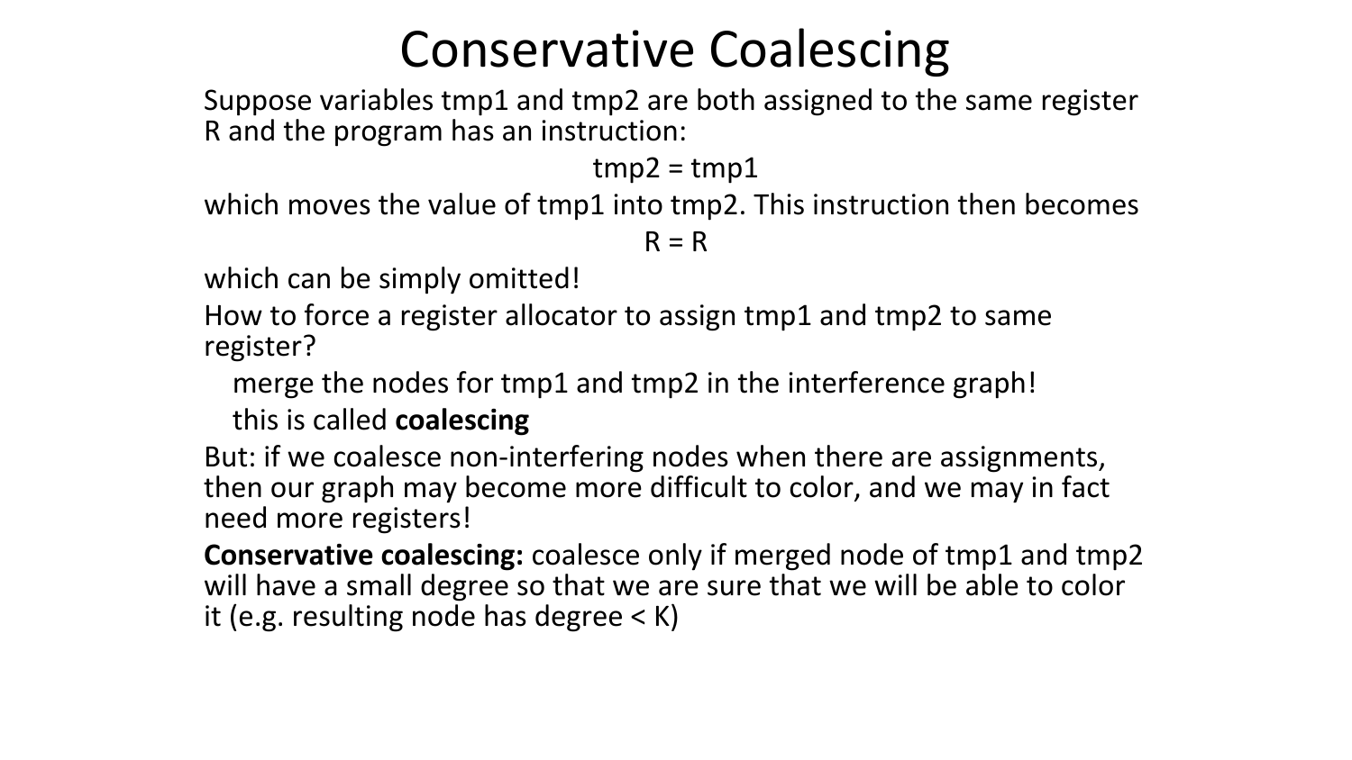# Conservative Coalescing

Suppose variables tmp1 and tmp2 are both assigned to the same register R and the program has an instruction:

tmp2 = tmp1

which moves the value of tmp1 into tmp2. This instruction then becomes

R = R

which can be simply omitted!

How to force a register allocator to assign tmp1 and tmp2 to same register?

- merge the nodes for tmp1 and tmp2 in the interference graph!
- this is called **coalescing**

But: if we coalesce non-interfering nodes when there are assignments, then our graph may become more difficult to color, and we may in fact need more registers!

**Conservative coalescing:** coalesce only if merged node of tmp1 and tmp2 will have a small degree so that we are sure that we will be able to color it (e.g. resulting node has degree $< K$)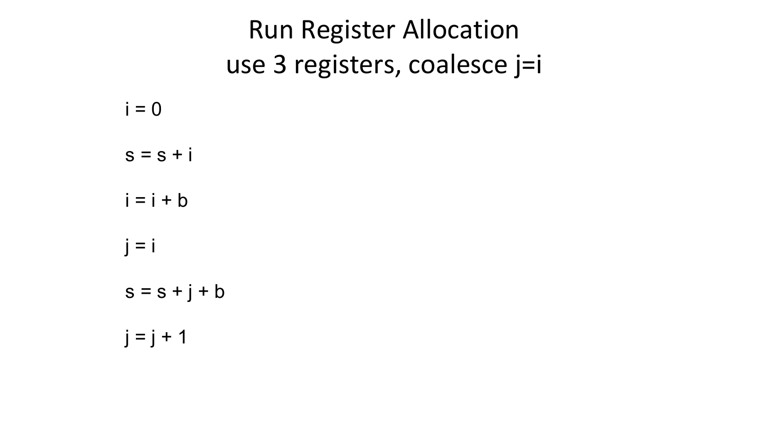# Run Register Allocation
# use 3 registers, coalesce j=i

```
i = 0

s = s + i

i = i + b

j = i

s = s + j + b

j = j + 1
```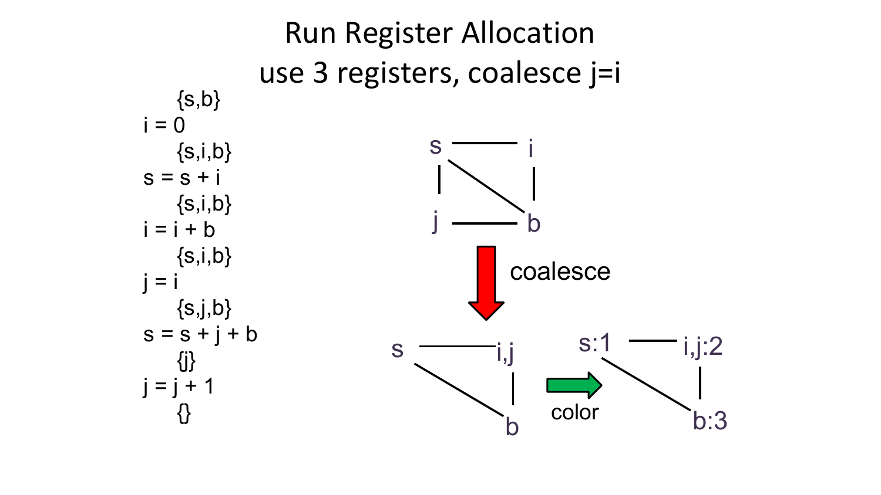# Run Register Allocation
# use 3 registers, coalesce j=i

```
    {s,b}
i = 0
    {s,i,b}
s = s + i
    {s,i,b}
i = i + b
    {s,i,b}
j = i
    {s,j,b}
s = s + j + b
    {j}
j = j + 1
    {}
```

s — i
s — j
s — b
i — b
j — b

coalesce

s — i,j
s — b
i,j — b

color

s:1 — i,j:2
s:1 — b:3
i,j:2 — b:3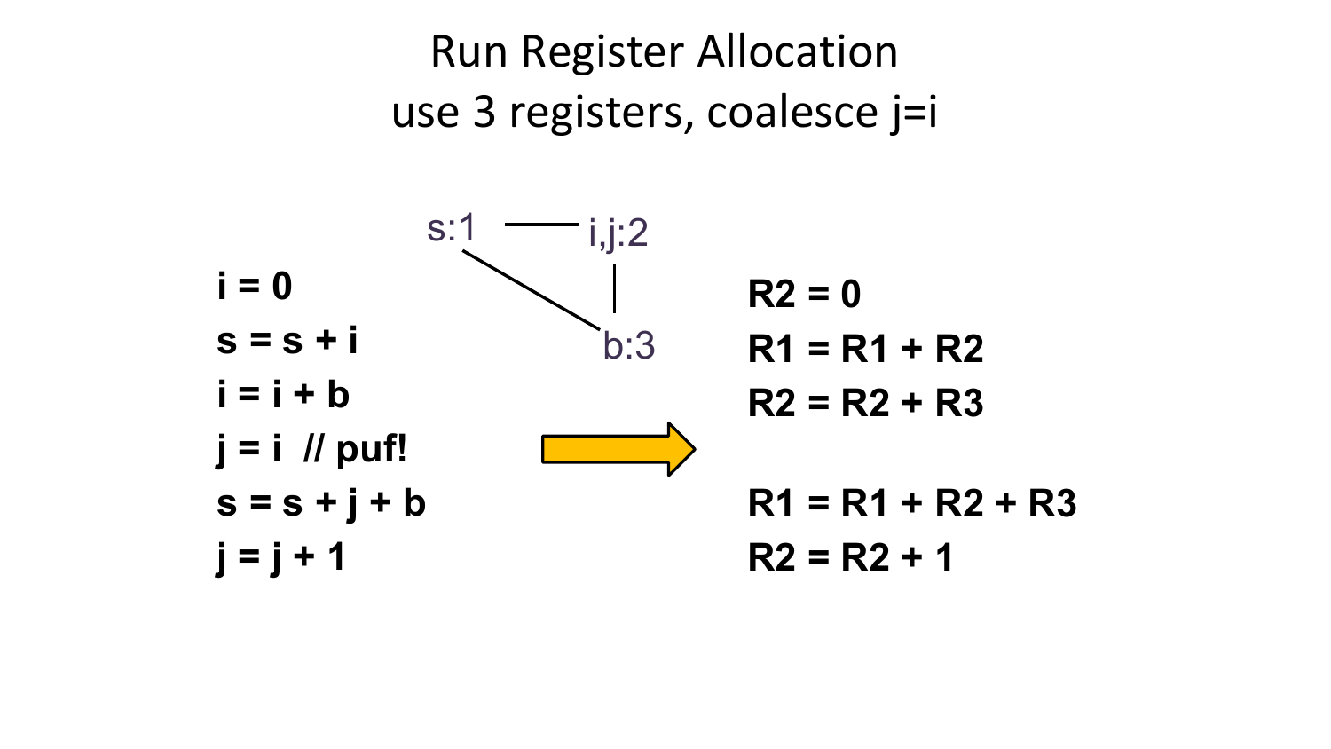# Run Register Allocation
# use 3 registers, coalesce j=i

s:1 — i,j:2

s:1 — b:3

i,j:2 — b:3

```
i = 0
s = s + i
i = i + b
j = i  // puf!
s = s + j + b
j = j + 1
```

```
R2 = 0
R1 = R1 + R2
R2 = R2 + R3

R1 = R1 + R2 + R3
R2 = R2 + 1
```